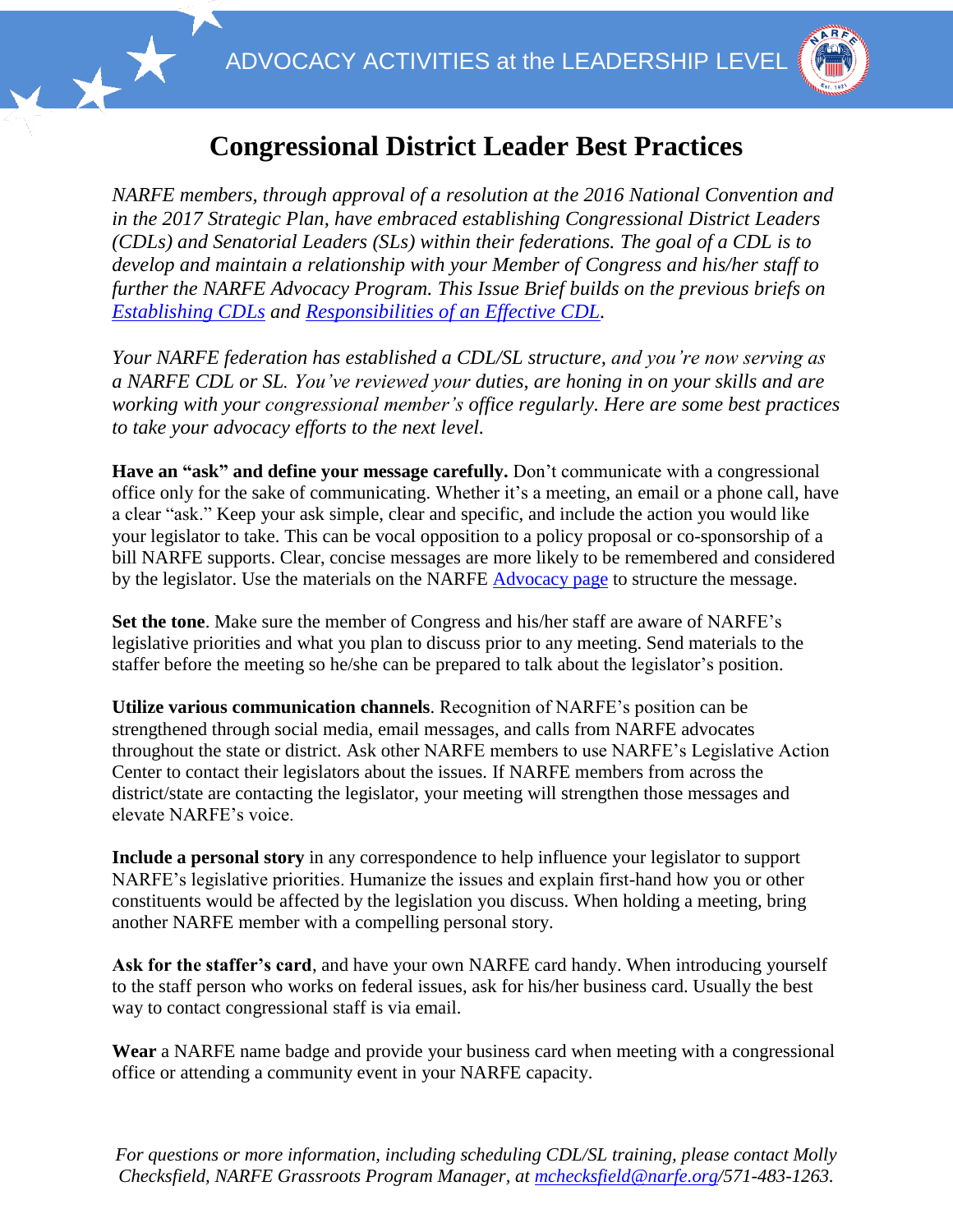ADVOCACY ACTIVITIES at the LEADERSHIP LEVEL

# Congressional District Leader Best Practices

*NARFE members, through approval of a resolution at the 2016 National Convention and in the 2017 Strategic Plan, have embraced establishing Congressional District Leaders (CDLs) and Senatorial Leaders (SLs) within their federations. The goal of a CDL is to develop and maintain a relationship with your Member of Congress and his/her staff to further the NARFE Advocacy Program. This Issue Brief builds on the previous briefs on [Establishing CDLs]() and [Responsibilities of an Effective CDL]().*

*Your NARFE federation has established a CDL/SL structure, and you're now serving as a NARFE CDL or SL. You've reviewed your duties, are honing in on your skills and are working with your congressional member's office regularly. Here are some best practices to take your advocacy efforts to the next level.*

**Have an "ask" and define your message carefully.** Don't communicate with a congressional office only for the sake of communicating. Whether it's a meeting, an email or a phone call, have a clear "ask." Keep your ask simple, clear and specific, and include the action you would like your legislator to take. This can be vocal opposition to a policy proposal or co-sponsorship of a bill NARFE supports. Clear, concise messages are more likely to be remembered and considered by the legislator. Use the materials on the NARFE [Advocacy page]() to structure the message.

**Set the tone**. Make sure the member of Congress and his/her staff are aware of NARFE's legislative priorities and what you plan to discuss prior to any meeting. Send materials to the staffer before the meeting so he/she can be prepared to talk about the legislator's position.

**Utilize various communication channels**. Recognition of NARFE's position can be strengthened through social media, email messages, and calls from NARFE advocates throughout the state or district. Ask other NARFE members to use NARFE's Legislative Action Center to contact their legislators about the issues. If NARFE members from across the district/state are contacting the legislator, your meeting will strengthen those messages and elevate NARFE's voice.

**Include a personal story** in any correspondence to help influence your legislator to support NARFE's legislative priorities. Humanize the issues and explain first-hand how you or other constituents would be affected by the legislation you discuss. When holding a meeting, bring another NARFE member with a compelling personal story.

**Ask for the staffer's card**, and have your own NARFE card handy. When introducing yourself to the staff person who works on federal issues, ask for his/her business card. Usually the best way to contact congressional staff is via email.

**Wear** a NARFE name badge and provide your business card when meeting with a congressional office or attending a community event in your NARFE capacity.

*For questions or more information, including scheduling CDL/SL training, please contact Molly Checksfield, NARFE Grassroots Program Manager, at [mchecksfield@narfe.org](mailto:mchecksfield@narfe.org)/571-483-1263.*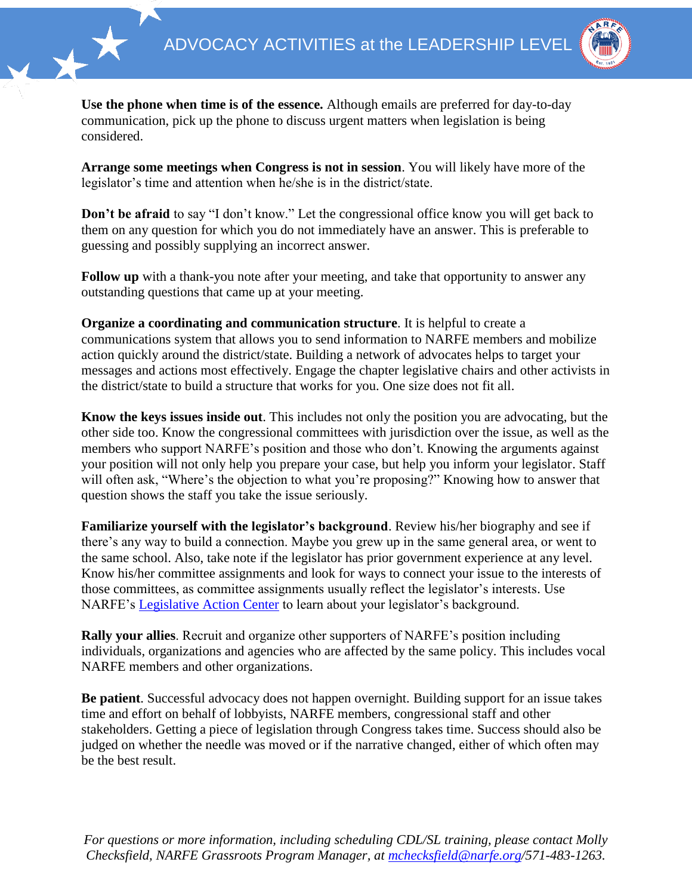**Use the phone when time is of the essence.** Although emails are preferred for day-to-day communication, pick up the phone to discuss urgent matters when legislation is being considered.

**Arrange some meetings when Congress is not in session**. You will likely have more of the legislator's time and attention when he/she is in the district/state.

**Don't be afraid** to say "I don't know." Let the congressional office know you will get back to them on any question for which you do not immediately have an answer. This is preferable to guessing and possibly supplying an incorrect answer.

**Follow up** with a thank-you note after your meeting, and take that opportunity to answer any outstanding questions that came up at your meeting.

**Organize a coordinating and communication structure**. It is helpful to create a communications system that allows you to send information to NARFE members and mobilize action quickly around the district/state. Building a network of advocates helps to target your messages and actions most effectively. Engage the chapter legislative chairs and other activists in the district/state to build a structure that works for you. One size does not fit all.

**Know the keys issues inside out**. This includes not only the position you are advocating, but the other side too. Know the congressional committees with jurisdiction over the issue, as well as the members who support NARFE's position and those who don't. Knowing the arguments against your position will not only help you prepare your case, but help you inform your legislator. Staff will often ask, "Where's the objection to what you're proposing?" Knowing how to answer that question shows the staff you take the issue seriously.

**Familiarize yourself with the legislator's background**. Review his/her biography and see if there's any way to build a connection. Maybe you grew up in the same general area, or went to the same school. Also, take note if the legislator has prior government experience at any level. Know his/her committee assignments and look for ways to connect your issue to the interests of those committees, as committee assignments usually reflect the legislator's interests. Use NARFE's Legislative Action Center to learn about your legislator's background.

**Rally your allies**. Recruit and organize other supporters of NARFE's position including individuals, organizations and agencies who are affected by the same policy. This includes vocal NARFE members and other organizations.

**Be patient**. Successful advocacy does not happen overnight. Building support for an issue takes time and effort on behalf of lobbyists, NARFE members, congressional staff and other stakeholders. Getting a piece of legislation through Congress takes time. Success should also be judged on whether the needle was moved or if the narrative changed, either of which often may be the best result.

*For questions or more information, including scheduling CDL/SL training, please contact Molly Checksfield, NARFE Grassroots Program Manager, at mchecksfield@narfe.org/571-483-1263.*